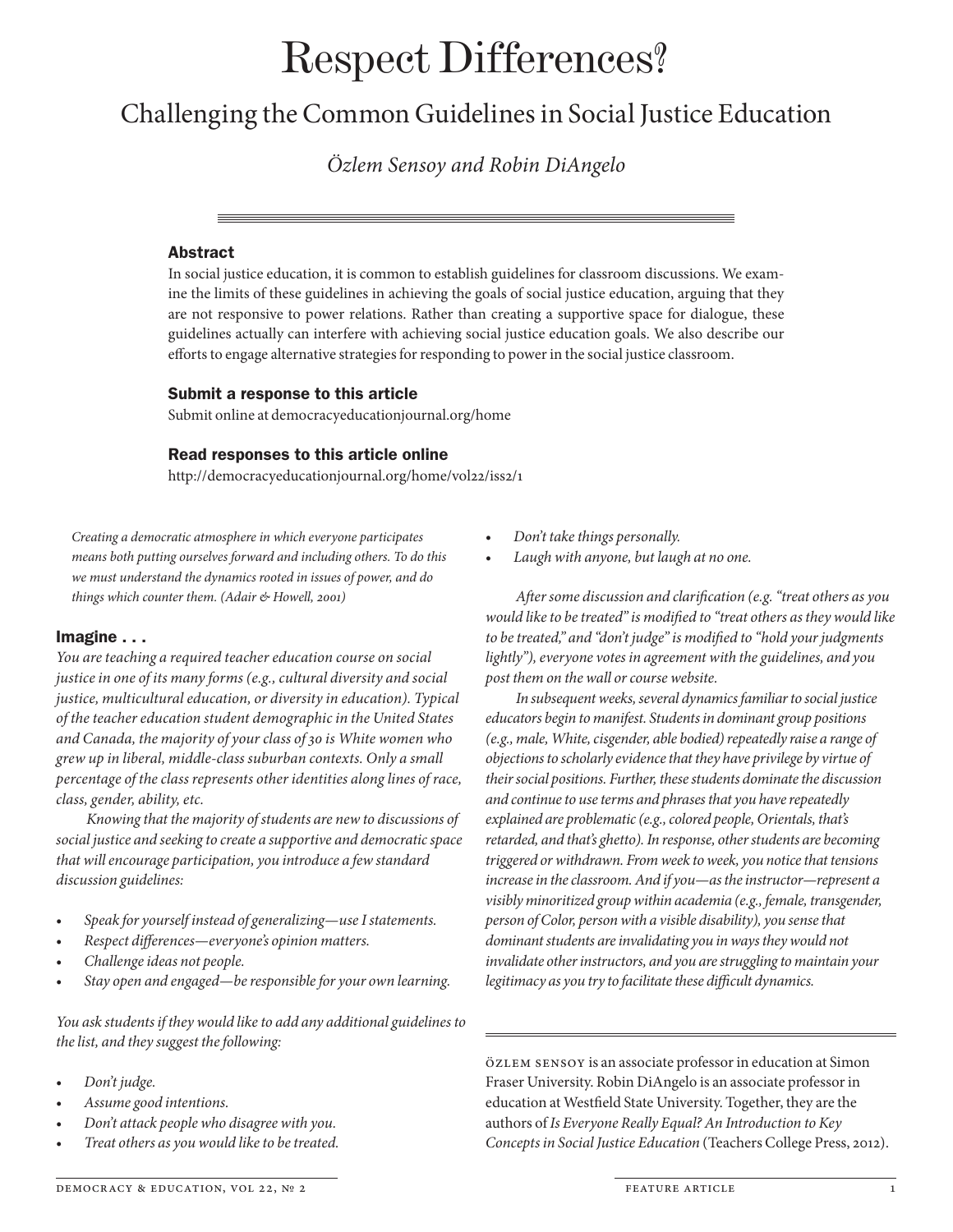# Respect Differences?

## Challenging the Common Guidelines in Social Justice Education

*Özlem Sensoy and Robin DiAngelo*

### Abstract

In social justice education, it is common to establish guidelines for classroom discussions. We examine the limits of these guidelines in achieving the goals of social justice education, arguing that they are not responsive to power relations. Rather than creating a supportive space for dialogue, these guidelines actually can interfere with achieving social justice education goals. We also describe our efforts to engage alternative strategies for responding to power in the social justice classroom.

### Submit a response to this article

Submit online at democracyeducationjournal.org/home

### Read responses to this article online

http://democracyeducationjournal.org/home/vol22/iss2/1

> *Creating a democratic atmosphere in which everyone participates means both putting ourselves forward and including others. To do this we must understand the dynamics rooted in issues of power, and do things which counter them. (Adair & Howell, 2001)*

### Imagine . . .

*You are teaching a required teacher education course on social justice in one of its many forms (e.g., cultural diversity and social justice, multicultural education, or diversity in education). Typical of the teacher education student demographic in the United States and Canada, the majority of your class of 30 is White women who grew up in liberal, middle-class suburban contexts. Only a small percentage of the class represents other identities along lines of race, class, gender, ability, etc.*

*Knowing that the majority of students are new to discussions of social justice and seeking to create a supportive and democratic space that will encourage participation, you introduce a few standard discussion guidelines:*

- *Speak for yourself instead of generalizing—use I statements.*
- *Respect differences—everyone's opinion matters.*
- *Challenge ideas not people.*
- *Stay open and engaged—be responsible for your own learning.*

*You ask students if they would like to add any additional guidelines to the list, and they suggest the following:*

- *Don't judge.*
- *Assume good intentions.*
- *Don't attack people who disagree with you.*
- *Treat others as you would like to be treated.*
- *Don't take things personally.*
- *Laugh with anyone, but laugh at no one.*

*After some discussion and clarification (e.g. "treat others as you would like to be treated" is modified to "treat others as they would like to be treated," and "don't judge" is modified to "hold your judgments lightly"), everyone votes in agreement with the guidelines, and you post them on the wall or course website.*

*In subsequent weeks, several dynamics familiar to social justice educators begin to manifest. Students in dominant group positions (e.g., male, White, cisgender, able bodied) repeatedly raise a range of objections to scholarly evidence that they have privilege by virtue of their social positions. Further, these students dominate the discussion and continue to use terms and phrases that you have repeatedly explained are problematic (e.g., colored people, Orientals, that's retarded, and that's ghetto). In response, other students are becoming triggered or withdrawn. From week to week, you notice that tensions increase in the classroom. And if you—as the instructor—represent a visibly minoritized group within academia (e.g., female, transgender, person of Color, person with a visible disability), you sense that dominant students are invalidating you in ways they would not invalidate other instructors, and you are struggling to maintain your legitimacy as you try to facilitate these difficult dynamics.*

---

Özlem Sensoy is an associate professor in education at Simon Fraser University. Robin DiAngelo is an associate professor in education at Westfield State University. Together, they are the authors of *Is Everyone Really Equal? An Introduction to Key Concepts in Social Justice Education* (Teachers College Press, 2012).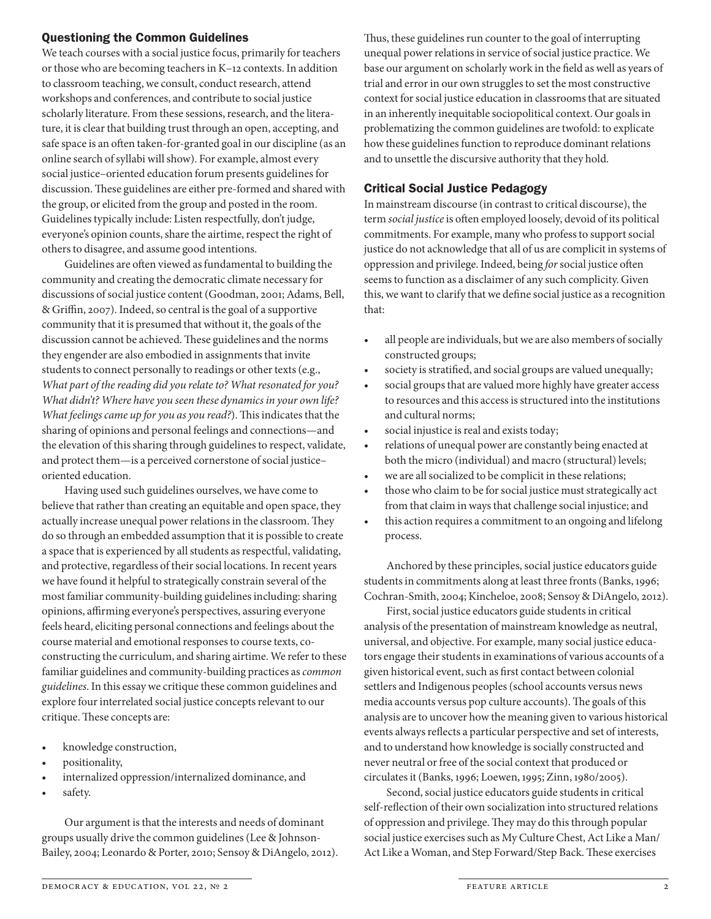## Questioning the Common Guidelines

We teach courses with a social justice focus, primarily for teachers or those who are becoming teachers in K–12 contexts. In addition to classroom teaching, we consult, conduct research, attend workshops and conferences, and contribute to social justice scholarly literature. From these sessions, research, and the literature, it is clear that building trust through an open, accepting, and safe space is an often taken-for-granted goal in our discipline (as an online search of syllabi will show). For example, almost every social justice–oriented education forum presents guidelines for discussion. These guidelines are either pre-formed and shared with the group, or elicited from the group and posted in the room. Guidelines typically include: Listen respectfully, don't judge, everyone's opinion counts, share the airtime, respect the right of others to disagree, and assume good intentions.

Guidelines are often viewed as fundamental to building the community and creating the democratic climate necessary for discussions of social justice content (Goodman, 2001; Adams, Bell, & Griffin, 2007). Indeed, so central is the goal of a supportive community that it is presumed that without it, the goals of the discussion cannot be achieved. These guidelines and the norms they engender are also embodied in assignments that invite students to connect personally to readings or other texts (e.g., *What part of the reading did you relate to? What resonated for you? What didn't? Where have you seen these dynamics in your own life? What feelings came up for you as you read?*). This indicates that the sharing of opinions and personal feelings and connections—and the elevation of this sharing through guidelines to respect, validate, and protect them—is a perceived cornerstone of social justice–oriented education.

Having used such guidelines ourselves, we have come to believe that rather than creating an equitable and open space, they actually increase unequal power relations in the classroom. They do so through an embedded assumption that it is possible to create a space that is experienced by all students as respectful, validating, and protective, regardless of their social locations. In recent years we have found it helpful to strategically constrain several of the most familiar community-building guidelines including: sharing opinions, affirming everyone's perspectives, assuring everyone feels heard, eliciting personal connections and feelings about the course material and emotional responses to course texts, co-constructing the curriculum, and sharing airtime. We refer to these familiar guidelines and community-building practices as *common guidelines*. In this essay we critique these common guidelines and explore four interrelated social justice concepts relevant to our critique. These concepts are:

- knowledge construction,
- positionality,
- internalized oppression/internalized dominance, and
- safety.

Our argument is that the interests and needs of dominant groups usually drive the common guidelines (Lee & Johnson-Bailey, 2004; Leonardo & Porter, 2010; Sensoy & DiAngelo, 2012). Thus, these guidelines run counter to the goal of interrupting unequal power relations in service of social justice practice. We base our argument on scholarly work in the field as well as years of trial and error in our own struggles to set the most constructive context for social justice education in classrooms that are situated in an inherently inequitable sociopolitical context. Our goals in problematizing the common guidelines are twofold: to explicate how these guidelines function to reproduce dominant relations and to unsettle the discursive authority that they hold.

## Critical Social Justice Pedagogy

In mainstream discourse (in contrast to critical discourse), the term *social justice* is often employed loosely, devoid of its political commitments. For example, many who profess to support social justice do not acknowledge that all of us are complicit in systems of oppression and privilege. Indeed, being *for* social justice often seems to function as a disclaimer of any such complicity. Given this, we want to clarify that we define social justice as a recognition that:

- all people are individuals, but we are also members of socially constructed groups;
- society is stratified, and social groups are valued unequally;
- social groups that are valued more highly have greater access to resources and this access is structured into the institutions and cultural norms;
- social injustice is real and exists today;
- relations of unequal power are constantly being enacted at both the micro (individual) and macro (structural) levels;
- we are all socialized to be complicit in these relations;
- those who claim to be for social justice must strategically act from that claim in ways that challenge social injustice; and
- this action requires a commitment to an ongoing and lifelong process.

Anchored by these principles, social justice educators guide students in commitments along at least three fronts (Banks, 1996; Cochran-Smith, 2004; Kincheloe, 2008; Sensoy & DiAngelo, 2012).

First, social justice educators guide students in critical analysis of the presentation of mainstream knowledge as neutral, universal, and objective. For example, many social justice educators engage their students in examinations of various accounts of a given historical event, such as first contact between colonial settlers and Indigenous peoples (school accounts versus news media accounts versus pop culture accounts). The goals of this analysis are to uncover how the meaning given to various historical events always reflects a particular perspective and set of interests, and to understand how knowledge is socially constructed and never neutral or free of the social context that produced or circulates it (Banks, 1996; Loewen, 1995; Zinn, 1980/2005).

Second, social justice educators guide students in critical self-reflection of their own socialization into structured relations of oppression and privilege. They may do this through popular social justice exercises such as My Culture Chest, Act Like a Man/Act Like a Woman, and Step Forward/Step Back. These exercises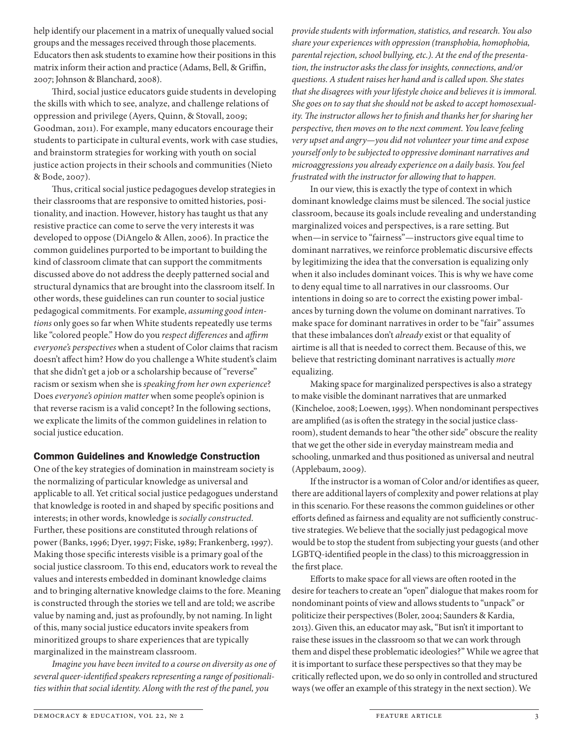help identify our placement in a matrix of unequally valued social groups and the messages received through those placements. Educators then ask students to examine how their positions in this matrix inform their action and practice (Adams, Bell, & Griffin, 2007; Johnson & Blanchard, 2008).

Third, social justice educators guide students in developing the skills with which to see, analyze, and challenge relations of oppression and privilege (Ayers, Quinn, & Stovall, 2009; Goodman, 2011). For example, many educators encourage their students to participate in cultural events, work with case studies, and brainstorm strategies for working with youth on social justice action projects in their schools and communities (Nieto & Bode, 2007).

Thus, critical social justice pedagogues develop strategies in their classrooms that are responsive to omitted histories, positionality, and inaction. However, history has taught us that any resistive practice can come to serve the very interests it was developed to oppose (DiAngelo & Allen, 2006). In practice the common guidelines purported to be important to building the kind of classroom climate that can support the commitments discussed above do not address the deeply patterned social and structural dynamics that are brought into the classroom itself. In other words, these guidelines can run counter to social justice pedagogical commitments. For example, *assuming good intentions* only goes so far when White students repeatedly use terms like "colored people." How do you *respect differences* and *affirm everyone's perspectives* when a student of Color claims that racism doesn't affect him? How do you challenge a White student's claim that she didn't get a job or a scholarship because of "reverse" racism or sexism when she is *speaking from her own experience*? Does *everyone's opinion matter* when some people's opinion is that reverse racism is a valid concept? In the following sections, we explicate the limits of the common guidelines in relation to social justice education.

## Common Guidelines and Knowledge Construction

One of the key strategies of domination in mainstream society is the normalizing of particular knowledge as universal and applicable to all. Yet critical social justice pedagogues understand that knowledge is rooted in and shaped by specific positions and interests; in other words, knowledge is *socially constructed*. Further, these positions are constituted through relations of power (Banks, 1996; Dyer, 1997; Fiske, 1989; Frankenberg, 1997). Making those specific interests visible is a primary goal of the social justice classroom. To this end, educators work to reveal the values and interests embedded in dominant knowledge claims and to bringing alternative knowledge claims to the fore. Meaning is constructed through the stories we tell and are told; we ascribe value by naming and, just as profoundly, by not naming. In light of this, many social justice educators invite speakers from minoritized groups to share experiences that are typically marginalized in the mainstream classroom.

*Imagine you have been invited to a course on diversity as one of several queer-identified speakers representing a range of positionalities within that social identity. Along with the rest of the panel, you provide students with information, statistics, and research. You also share your experiences with oppression (transphobia, homophobia, parental rejection, school bullying, etc.). At the end of the presentation, the instructor asks the class for insights, connections, and/or questions. A student raises her hand and is called upon. She states that she disagrees with your lifestyle choice and believes it is immoral. She goes on to say that she should not be asked to accept homosexuality. The instructor allows her to finish and thanks her for sharing her perspective, then moves on to the next comment. You leave feeling very upset and angry—you did not volunteer your time and expose yourself only to be subjected to oppressive dominant narratives and microaggressions you already experience on a daily basis. You feel frustrated with the instructor for allowing that to happen.*

In our view, this is exactly the type of context in which dominant knowledge claims must be silenced. The social justice classroom, because its goals include revealing and understanding marginalized voices and perspectives, is a rare setting. But when—in service to "fairness"—instructors give equal time to dominant narratives, we reinforce problematic discursive effects by legitimizing the idea that the conversation is equalizing only when it also includes dominant voices. This is why we have come to deny equal time to all narratives in our classrooms. Our intentions in doing so are to correct the existing power imbalances by turning down the volume on dominant narratives. To make space for dominant narratives in order to be "fair" assumes that these imbalances don't *already* exist or that equality of airtime is all that is needed to correct them. Because of this, we believe that restricting dominant narratives is actually *more* equalizing.

Making space for marginalized perspectives is also a strategy to make visible the dominant narratives that are unmarked (Kincheloe, 2008; Loewen, 1995). When nondominant perspectives are amplified (as is often the strategy in the social justice classroom), student demands to hear "the other side" obscure the reality that we get the other side in everyday mainstream media and schooling, unmarked and thus positioned as universal and neutral (Applebaum, 2009).

If the instructor is a woman of Color and/or identifies as queer, there are additional layers of complexity and power relations at play in this scenario. For these reasons the common guidelines or other efforts defined as fairness and equality are not sufficiently constructive strategies. We believe that the socially just pedagogical move would be to stop the student from subjecting your guests (and other LGBTQ-identified people in the class) to this microaggression in the first place.

Efforts to make space for all views are often rooted in the desire for teachers to create an "open" dialogue that makes room for nondominant points of view and allows students to "unpack" or politicize their perspectives (Boler, 2004; Saunders & Kardia, 2013). Given this, an educator may ask, "But isn't it important to raise these issues in the classroom so that we can work through them and dispel these problematic ideologies?" While we agree that it is important to surface these perspectives so that they may be critically reflected upon, we do so only in controlled and structured ways (we offer an example of this strategy in the next section). We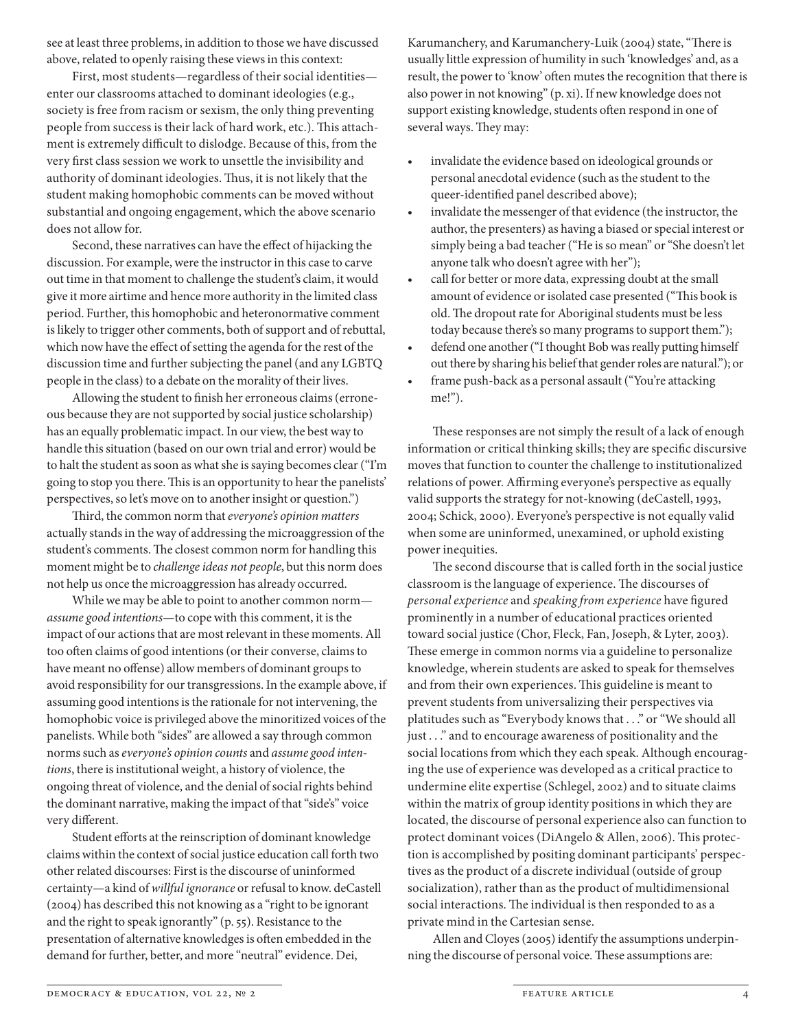see at least three problems, in addition to those we have discussed above, related to openly raising these views in this context:

First, most students—regardless of their social identities—enter our classrooms attached to dominant ideologies (e.g., society is free from racism or sexism, the only thing preventing people from success is their lack of hard work, etc.). This attachment is extremely difficult to dislodge. Because of this, from the very first class session we work to unsettle the invisibility and authority of dominant ideologies. Thus, it is not likely that the student making homophobic comments can be moved without substantial and ongoing engagement, which the above scenario does not allow for.

Second, these narratives can have the effect of hijacking the discussion. For example, were the instructor in this case to carve out time in that moment to challenge the student's claim, it would give it more airtime and hence more authority in the limited class period. Further, this homophobic and heteronormative comment is likely to trigger other comments, both of support and of rebuttal, which now have the effect of setting the agenda for the rest of the discussion time and further subjecting the panel (and any LGBTQ people in the class) to a debate on the morality of their lives.

Allowing the student to finish her erroneous claims (erroneous because they are not supported by social justice scholarship) has an equally problematic impact. In our view, the best way to handle this situation (based on our own trial and error) would be to halt the student as soon as what she is saying becomes clear ("I'm going to stop you there. This is an opportunity to hear the panelists' perspectives, so let's move on to another insight or question.")

Third, the common norm that *everyone's opinion matters* actually stands in the way of addressing the microaggression of the student's comments. The closest common norm for handling this moment might be to *challenge ideas not people*, but this norm does not help us once the microaggression has already occurred.

While we may be able to point to another common norm—*assume good intentions*—to cope with this comment, it is the impact of our actions that are most relevant in these moments. All too often claims of good intentions (or their converse, claims to have meant no offense) allow members of dominant groups to avoid responsibility for our transgressions. In the example above, if assuming good intentions is the rationale for not intervening, the homophobic voice is privileged above the minoritized voices of the panelists. While both "sides" are allowed a say through common norms such as *everyone's opinion counts* and *assume good intentions*, there is institutional weight, a history of violence, the ongoing threat of violence, and the denial of social rights behind the dominant narrative, making the impact of that "side's" voice very different.

Student efforts at the reinscription of dominant knowledge claims within the context of social justice education call forth two other related discourses: First is the discourse of uninformed certainty—a kind of *willful ignorance* or refusal to know. deCastell (2004) has described this not knowing as a "right to be ignorant and the right to speak ignorantly" (p. 55). Resistance to the presentation of alternative knowledges is often embedded in the demand for further, better, and more "neutral" evidence. Dei, Karumanchery, and Karumanchery-Luik (2004) state, "There is usually little expression of humility in such 'knowledges' and, as a result, the power to 'know' often mutes the recognition that there is also power in not knowing" (p. xi). If new knowledge does not support existing knowledge, students often respond in one of several ways. They may:

- invalidate the evidence based on ideological grounds or personal anecdotal evidence (such as the student to the queer-identified panel described above);
- invalidate the messenger of that evidence (the instructor, the author, the presenters) as having a biased or special interest or simply being a bad teacher ("He is so mean" or "She doesn't let anyone talk who doesn't agree with her");
- call for better or more data, expressing doubt at the small amount of evidence or isolated case presented ("This book is old. The dropout rate for Aboriginal students must be less today because there's so many programs to support them.");
- defend one another ("I thought Bob was really putting himself out there by sharing his belief that gender roles are natural."); or
- frame push-back as a personal assault ("You're attacking me!").

These responses are not simply the result of a lack of enough information or critical thinking skills; they are specific discursive moves that function to counter the challenge to institutionalized relations of power. Affirming everyone's perspective as equally valid supports the strategy for not-knowing (deCastell, 1993, 2004; Schick, 2000). Everyone's perspective is not equally valid when some are uninformed, unexamined, or uphold existing power inequities.

The second discourse that is called forth in the social justice classroom is the language of experience. The discourses of *personal experience* and *speaking from experience* have figured prominently in a number of educational practices oriented toward social justice (Chor, Fleck, Fan, Joseph, & Lyter, 2003). These emerge in common norms via a guideline to personalize knowledge, wherein students are asked to speak for themselves and from their own experiences. This guideline is meant to prevent students from universalizing their perspectives via platitudes such as "Everybody knows that . . ." or "We should all just . . ." and to encourage awareness of positionality and the social locations from which they each speak. Although encouraging the use of experience was developed as a critical practice to undermine elite expertise (Schlegel, 2002) and to situate claims within the matrix of group identity positions in which they are located, the discourse of personal experience also can function to protect dominant voices (DiAngelo & Allen, 2006). This protection is accomplished by positing dominant participants' perspectives as the product of a discrete individual (outside of group socialization), rather than as the product of multidimensional social interactions. The individual is then responded to as a private mind in the Cartesian sense.

Allen and Cloyes (2005) identify the assumptions underpinning the discourse of personal voice. These assumptions are: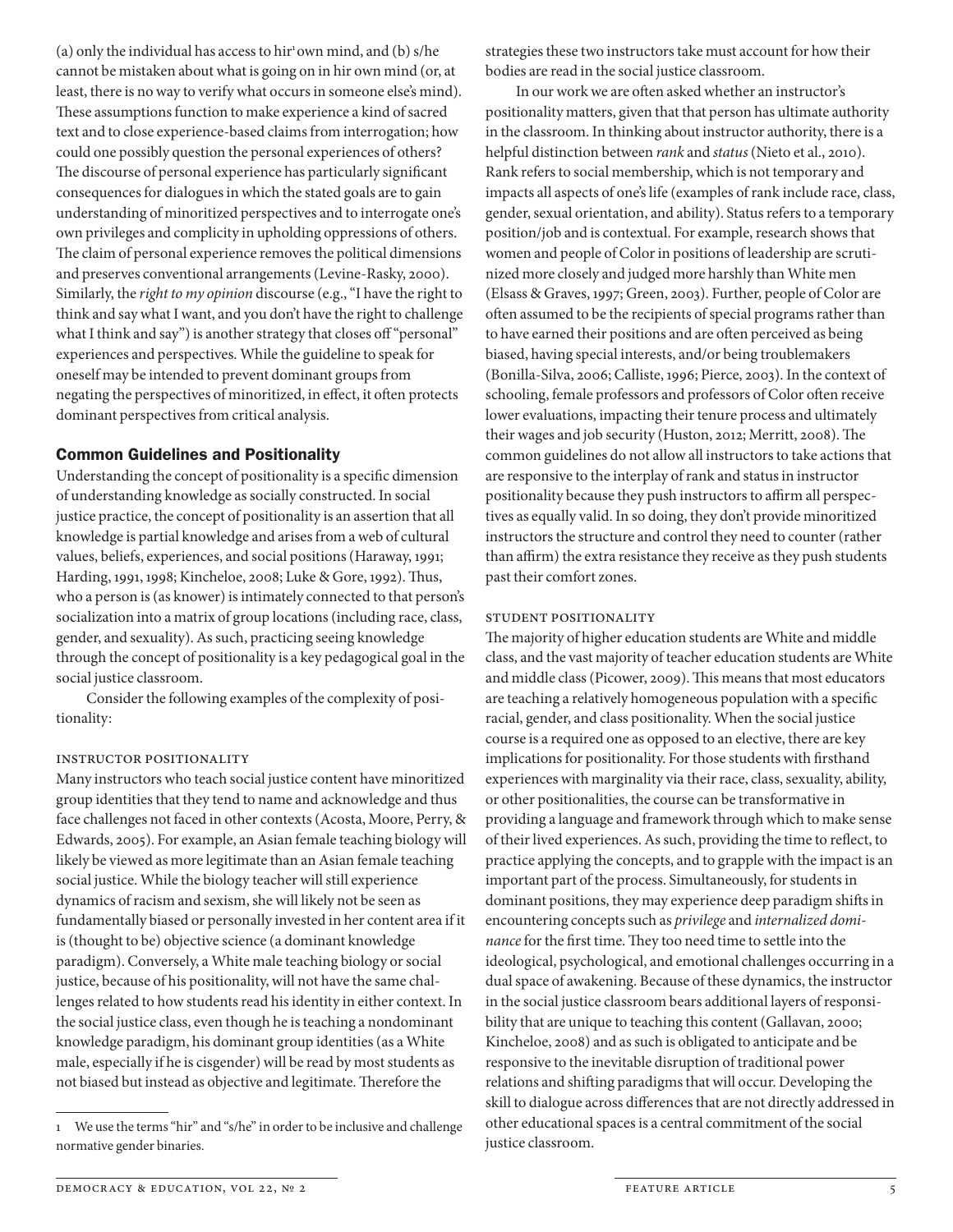(a) only the individual has access to hir[1] own mind, and (b) s/he cannot be mistaken about what is going on in hir own mind (or, at least, there is no way to verify what occurs in someone else's mind). These assumptions function to make experience a kind of sacred text and to close experience-based claims from interrogation; how could one possibly question the personal experiences of others? The discourse of personal experience has particularly significant consequences for dialogues in which the stated goals are to gain understanding of minoritized perspectives and to interrogate one's own privileges and complicity in upholding oppressions of others. The claim of personal experience removes the political dimensions and preserves conventional arrangements (Levine-Rasky, 2000). Similarly, the *right to my opinion* discourse (e.g., "I have the right to think and say what I want, and you don't have the right to challenge what I think and say") is another strategy that closes off "personal" experiences and perspectives. While the guideline to speak for oneself may be intended to prevent dominant groups from negating the perspectives of minoritized, in effect, it often protects dominant perspectives from critical analysis.

## Common Guidelines and Positionality

Understanding the concept of positionality is a specific dimension of understanding knowledge as socially constructed. In social justice practice, the concept of positionality is an assertion that all knowledge is partial knowledge and arises from a web of cultural values, beliefs, experiences, and social positions (Haraway, 1991; Harding, 1991, 1998; Kincheloe, 2008; Luke & Gore, 1992). Thus, who a person is (as knower) is intimately connected to that person's socialization into a matrix of group locations (including race, class, gender, and sexuality). As such, practicing seeing knowledge through the concept of positionality is a key pedagogical goal in the social justice classroom.

Consider the following examples of the complexity of positionality:

### Instructor Positionality

Many instructors who teach social justice content have minoritized group identities that they tend to name and acknowledge and thus face challenges not faced in other contexts (Acosta, Moore, Perry, & Edwards, 2005). For example, an Asian female teaching biology will likely be viewed as more legitimate than an Asian female teaching social justice. While the biology teacher will still experience dynamics of racism and sexism, she will likely not be seen as fundamentally biased or personally invested in her content area if it is (thought to be) objective science (a dominant knowledge paradigm). Conversely, a White male teaching biology or social justice, because of his positionality, will not have the same challenges related to how students read his identity in either context. In the social justice class, even though he is teaching a nondominant knowledge paradigm, his dominant group identities (as a White male, especially if he is cisgender) will be read by most students as not biased but instead as objective and legitimate. Therefore the strategies these two instructors take must account for how their bodies are read in the social justice classroom.

In our work we are often asked whether an instructor's positionality matters, given that that person has ultimate authority in the classroom. In thinking about instructor authority, there is a helpful distinction between *rank* and *status* (Nieto et al., 2010). Rank refers to social membership, which is not temporary and impacts all aspects of one's life (examples of rank include race, class, gender, sexual orientation, and ability). Status refers to a temporary position/job and is contextual. For example, research shows that women and people of Color in positions of leadership are scrutinized more closely and judged more harshly than White men (Elsass & Graves, 1997; Green, 2003). Further, people of Color are often assumed to be the recipients of special programs rather than to have earned their positions and are often perceived as being biased, having special interests, and/or being troublemakers (Bonilla-Silva, 2006; Calliste, 1996; Pierce, 2003). In the context of schooling, female professors and professors of Color often receive lower evaluations, impacting their tenure process and ultimately their wages and job security (Huston, 2012; Merritt, 2008). The common guidelines do not allow all instructors to take actions that are responsive to the interplay of rank and status in instructor positionality because they push instructors to affirm all perspectives as equally valid. In so doing, they don't provide minoritized instructors the structure and control they need to counter (rather than affirm) the extra resistance they receive as they push students past their comfort zones.

### Student Positionality

The majority of higher education students are White and middle class, and the vast majority of teacher education students are White and middle class (Picower, 2009). This means that most educators are teaching a relatively homogeneous population with a specific racial, gender, and class positionality. When the social justice course is a required one as opposed to an elective, there are key implications for positionality. For those students with firsthand experiences with marginality via their race, class, sexuality, ability, or other positionalities, the course can be transformative in providing a language and framework through which to make sense of their lived experiences. As such, providing the time to reflect, to practice applying the concepts, and to grapple with the impact is an important part of the process. Simultaneously, for students in dominant positions, they may experience deep paradigm shifts in encountering concepts such as *privilege* and *internalized dominance* for the first time. They too need time to settle into the ideological, psychological, and emotional challenges occurring in a dual space of awakening. Because of these dynamics, the instructor in the social justice classroom bears additional layers of responsibility that are unique to teaching this content (Gallavan, 2000; Kincheloe, 2008) and as such is obligated to anticipate and be responsive to the inevitable disruption of traditional power relations and shifting paradigms that will occur. Developing the skill to dialogue across differences that are not directly addressed in other educational spaces is a central commitment of the social justice classroom.

---

[1] We use the terms "hir" and "s/he" in order to be inclusive and challenge normative gender binaries.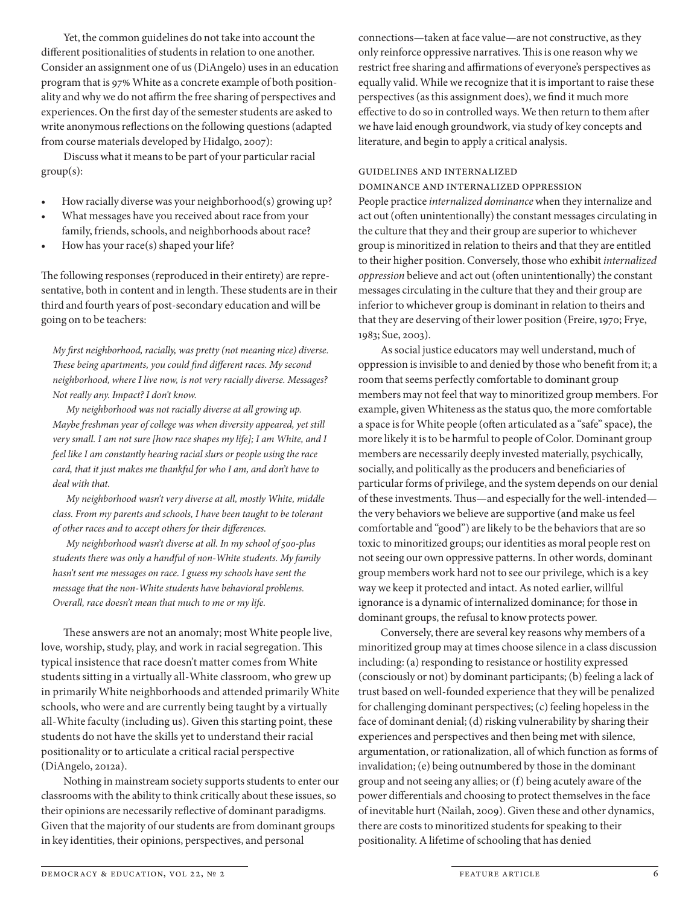Yet, the common guidelines do not take into account the different positionalities of students in relation to one another. Consider an assignment one of us (DiAngelo) uses in an education program that is 97% White as a concrete example of both positionality and why we do not affirm the free sharing of perspectives and experiences. On the first day of the semester students are asked to write anonymous reflections on the following questions (adapted from course materials developed by Hidalgo, 2007):

Discuss what it means to be part of your particular racial group(s):

- How racially diverse was your neighborhood(s) growing up?
- What messages have you received about race from your family, friends, schools, and neighborhoods about race?
- How has your race(s) shaped your life?

The following responses (reproduced in their entirety) are representative, both in content and in length. These students are in their third and fourth years of post-secondary education and will be going on to be teachers:

> *My first neighborhood, racially, was pretty (not meaning nice) diverse. These being apartments, you could find different races. My second neighborhood, where I live now, is not very racially diverse. Messages? Not really any. Impact? I don't know.*
>
> *My neighborhood was not racially diverse at all growing up. Maybe freshman year of college was when diversity appeared, yet still very small. I am not sure [how race shapes my life]; I am White, and I feel like I am constantly hearing racial slurs or people using the race card, that it just makes me thankful for who I am, and don't have to deal with that.*
>
> *My neighborhood wasn't very diverse at all, mostly White, middle class. From my parents and schools, I have been taught to be tolerant of other races and to accept others for their differences.*
>
> *My neighborhood wasn't diverse at all. In my school of 500-plus students there was only a handful of non-White students. My family hasn't sent me messages on race. I guess my schools have sent the message that the non-White students have behavioral problems. Overall, race doesn't mean that much to me or my life.*

These answers are not an anomaly; most White people live, love, worship, study, play, and work in racial segregation. This typical insistence that race doesn't matter comes from White students sitting in a virtually all-White classroom, who grew up in primarily White neighborhoods and attended primarily White schools, who were and are currently being taught by a virtually all-White faculty (including us). Given this starting point, these students do not have the skills yet to understand their racial positionality or to articulate a critical racial perspective (DiAngelo, 2012a).

Nothing in mainstream society supports students to enter our classrooms with the ability to think critically about these issues, so their opinions are necessarily reflective of dominant paradigms. Given that the majority of our students are from dominant groups in key identities, their opinions, perspectives, and personal connections—taken at face value—are not constructive, as they only reinforce oppressive narratives. This is one reason why we restrict free sharing and affirmations of everyone's perspectives as equally valid. While we recognize that it is important to raise these perspectives (as this assignment does), we find it much more effective to do so in controlled ways. We then return to them after we have laid enough groundwork, via study of key concepts and literature, and begin to apply a critical analysis.

### Guidelines and Internalized Dominance and Internalized Oppression

People practice *internalized dominance* when they internalize and act out (often unintentionally) the constant messages circulating in the culture that they and their group are superior to whichever group is minoritized in relation to theirs and that they are entitled to their higher position. Conversely, those who exhibit *internalized oppression* believe and act out (often unintentionally) the constant messages circulating in the culture that they and their group are inferior to whichever group is dominant in relation to theirs and that they are deserving of their lower position (Freire, 1970; Frye, 1983; Sue, 2003).

As social justice educators may well understand, much of oppression is invisible to and denied by those who benefit from it; a room that seems perfectly comfortable to dominant group members may not feel that way to minoritized group members. For example, given Whiteness as the status quo, the more comfortable a space is for White people (often articulated as a "safe" space), the more likely it is to be harmful to people of Color. Dominant group members are necessarily deeply invested materially, psychically, socially, and politically as the producers and beneficiaries of particular forms of privilege, and the system depends on our denial of these investments. Thus—and especially for the well-intended—the very behaviors we believe are supportive (and make us feel comfortable and "good") are likely to be the behaviors that are so toxic to minoritized groups; our identities as moral people rest on not seeing our own oppressive patterns. In other words, dominant group members work hard not to see our privilege, which is a key way we keep it protected and intact. As noted earlier, willful ignorance is a dynamic of internalized dominance; for those in dominant groups, the refusal to know protects power.

Conversely, there are several key reasons why members of a minoritized group may at times choose silence in a class discussion including: (a) responding to resistance or hostility expressed (consciously or not) by dominant participants; (b) feeling a lack of trust based on well-founded experience that they will be penalized for challenging dominant perspectives; (c) feeling hopeless in the face of dominant denial; (d) risking vulnerability by sharing their experiences and perspectives and then being met with silence, argumentation, or rationalization, all of which function as forms of invalidation; (e) being outnumbered by those in the dominant group and not seeing any allies; or (f) being acutely aware of the power differentials and choosing to protect themselves in the face of inevitable hurt (Nailah, 2009). Given these and other dynamics, there are costs to minoritized students for speaking to their positionality. A lifetime of schooling that has denied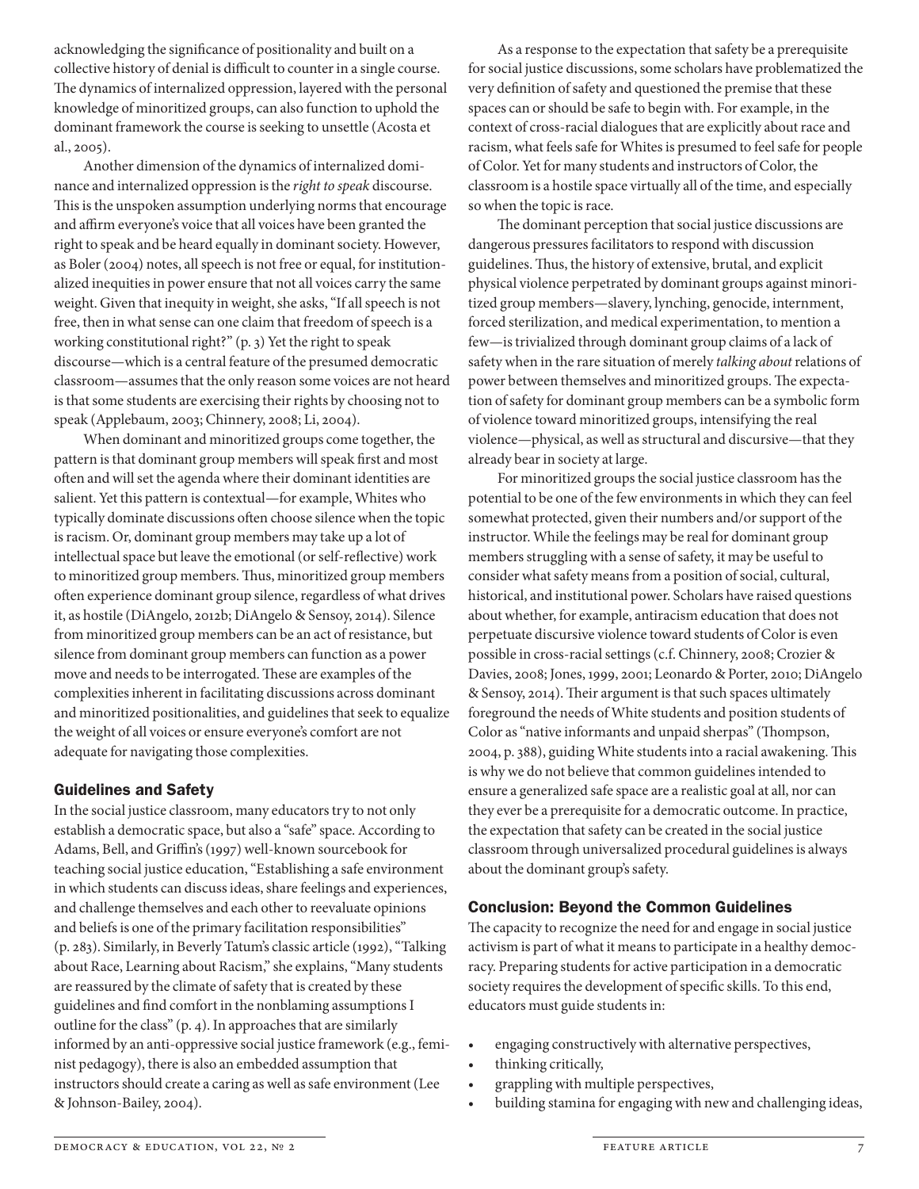acknowledging the significance of positionality and built on a collective history of denial is difficult to counter in a single course. The dynamics of internalized oppression, layered with the personal knowledge of minoritized groups, can also function to uphold the dominant framework the course is seeking to unsettle (Acosta et al., 2005).

Another dimension of the dynamics of internalized dominance and internalized oppression is the *right to speak* discourse. This is the unspoken assumption underlying norms that encourage and affirm everyone's voice that all voices have been granted the right to speak and be heard equally in dominant society. However, as Boler (2004) notes, all speech is not free or equal, for institutionalized inequities in power ensure that not all voices carry the same weight. Given that inequity in weight, she asks, "If all speech is not free, then in what sense can one claim that freedom of speech is a working constitutional right?" (p. 3) Yet the right to speak discourse—which is a central feature of the presumed democratic classroom—assumes that the only reason some voices are not heard is that some students are exercising their rights by choosing not to speak (Applebaum, 2003; Chinnery, 2008; Li, 2004).

When dominant and minoritized groups come together, the pattern is that dominant group members will speak first and most often and will set the agenda where their dominant identities are salient. Yet this pattern is contextual—for example, Whites who typically dominate discussions often choose silence when the topic is racism. Or, dominant group members may take up a lot of intellectual space but leave the emotional (or self-reflective) work to minoritized group members. Thus, minoritized group members often experience dominant group silence, regardless of what drives it, as hostile (DiAngelo, 2012b; DiAngelo & Sensoy, 2014). Silence from minoritized group members can be an act of resistance, but silence from dominant group members can function as a power move and needs to be interrogated. These are examples of the complexities inherent in facilitating discussions across dominant and minoritized positionalities, and guidelines that seek to equalize the weight of all voices or ensure everyone's comfort are not adequate for navigating those complexities.

## Guidelines and Safety

In the social justice classroom, many educators try to not only establish a democratic space, but also a "safe" space. According to Adams, Bell, and Griffin's (1997) well-known sourcebook for teaching social justice education, "Establishing a safe environment in which students can discuss ideas, share feelings and experiences, and challenge themselves and each other to reevaluate opinions and beliefs is one of the primary facilitation responsibilities" (p. 283). Similarly, in Beverly Tatum's classic article (1992), "Talking about Race, Learning about Racism," she explains, "Many students are reassured by the climate of safety that is created by these guidelines and find comfort in the nonblaming assumptions I outline for the class" (p. 4). In approaches that are similarly informed by an anti-oppressive social justice framework (e.g., feminist pedagogy), there is also an embedded assumption that instructors should create a caring as well as safe environment (Lee & Johnson-Bailey, 2004).

As a response to the expectation that safety be a prerequisite for social justice discussions, some scholars have problematized the very definition of safety and questioned the premise that these spaces can or should be safe to begin with. For example, in the context of cross-racial dialogues that are explicitly about race and racism, what feels safe for Whites is presumed to feel safe for people of Color. Yet for many students and instructors of Color, the classroom is a hostile space virtually all of the time, and especially so when the topic is race.

The dominant perception that social justice discussions are dangerous pressures facilitators to respond with discussion guidelines. Thus, the history of extensive, brutal, and explicit physical violence perpetrated by dominant groups against minoritized group members—slavery, lynching, genocide, internment, forced sterilization, and medical experimentation, to mention a few—is trivialized through dominant group claims of a lack of safety when in the rare situation of merely *talking about* relations of power between themselves and minoritized groups. The expectation of safety for dominant group members can be a symbolic form of violence toward minoritized groups, intensifying the real violence—physical, as well as structural and discursive—that they already bear in society at large.

For minoritized groups the social justice classroom has the potential to be one of the few environments in which they can feel somewhat protected, given their numbers and/or support of the instructor. While the feelings may be real for dominant group members struggling with a sense of safety, it may be useful to consider what safety means from a position of social, cultural, historical, and institutional power. Scholars have raised questions about whether, for example, antiracism education that does not perpetuate discursive violence toward students of Color is even possible in cross-racial settings (c.f. Chinnery, 2008; Crozier & Davies, 2008; Jones, 1999, 2001; Leonardo & Porter, 2010; DiAngelo & Sensoy, 2014). Their argument is that such spaces ultimately foreground the needs of White students and position students of Color as "native informants and unpaid sherpas" (Thompson, 2004, p. 388), guiding White students into a racial awakening. This is why we do not believe that common guidelines intended to ensure a generalized safe space are a realistic goal at all, nor can they ever be a prerequisite for a democratic outcome. In practice, the expectation that safety can be created in the social justice classroom through universalized procedural guidelines is always about the dominant group's safety.

## Conclusion: Beyond the Common Guidelines

The capacity to recognize the need for and engage in social justice activism is part of what it means to participate in a healthy democracy. Preparing students for active participation in a democratic society requires the development of specific skills. To this end, educators must guide students in:

- engaging constructively with alternative perspectives,
- thinking critically,
- grappling with multiple perspectives,
- building stamina for engaging with new and challenging ideas,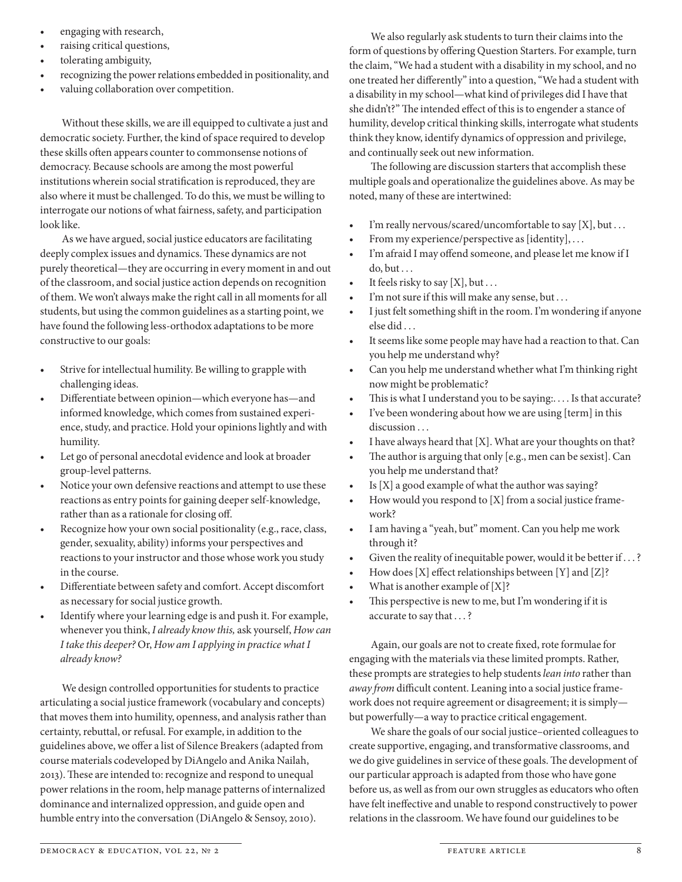- engaging with research,
- raising critical questions,
- tolerating ambiguity,
- recognizing the power relations embedded in positionality, and
- valuing collaboration over competition.

Without these skills, we are ill equipped to cultivate a just and democratic society. Further, the kind of space required to develop these skills often appears counter to commonsense notions of democracy. Because schools are among the most powerful institutions wherein social stratification is reproduced, they are also where it must be challenged. To do this, we must be willing to interrogate our notions of what fairness, safety, and participation look like.

As we have argued, social justice educators are facilitating deeply complex issues and dynamics. These dynamics are not purely theoretical—they are occurring in every moment in and out of the classroom, and social justice action depends on recognition of them. We won't always make the right call in all moments for all students, but using the common guidelines as a starting point, we have found the following less-orthodox adaptations to be more constructive to our goals:

- Strive for intellectual humility. Be willing to grapple with challenging ideas.
- Differentiate between opinion—which everyone has—and informed knowledge, which comes from sustained experience, study, and practice. Hold your opinions lightly and with humility.
- Let go of personal anecdotal evidence and look at broader group-level patterns.
- Notice your own defensive reactions and attempt to use these reactions as entry points for gaining deeper self-knowledge, rather than as a rationale for closing off.
- Recognize how your own social positionality (e.g., race, class, gender, sexuality, ability) informs your perspectives and reactions to your instructor and those whose work you study in the course.
- Differentiate between safety and comfort. Accept discomfort as necessary for social justice growth.
- Identify where your learning edge is and push it. For example, whenever you think, *I already know this,* ask yourself, *How can I take this deeper?* Or, *How am I applying in practice what I already know?*

We design controlled opportunities for students to practice articulating a social justice framework (vocabulary and concepts) that moves them into humility, openness, and analysis rather than certainty, rebuttal, or refusal. For example, in addition to the guidelines above, we offer a list of Silence Breakers (adapted from course materials codeveloped by DiAngelo and Anika Nailah, 2013). These are intended to: recognize and respond to unequal power relations in the room, help manage patterns of internalized dominance and internalized oppression, and guide open and humble entry into the conversation (DiAngelo & Sensoy, 2010).

We also regularly ask students to turn their claims into the form of questions by offering Question Starters. For example, turn the claim, "We had a student with a disability in my school, and no one treated her differently" into a question, "We had a student with a disability in my school—what kind of privileges did I have that she didn't?" The intended effect of this is to engender a stance of humility, develop critical thinking skills, interrogate what students think they know, identify dynamics of oppression and privilege, and continually seek out new information.

The following are discussion starters that accomplish these multiple goals and operationalize the guidelines above. As may be noted, many of these are intertwined:

- I'm really nervous/scared/uncomfortable to say [X], but . . .
- From my experience/perspective as [identity], . . .
- I'm afraid I may offend someone, and please let me know if I do, but . . .
- It feels risky to say [X], but . . .
- I'm not sure if this will make any sense, but . . .
- I just felt something shift in the room. I'm wondering if anyone else did . . .
- It seems like some people may have had a reaction to that. Can you help me understand why?
- Can you help me understand whether what I'm thinking right now might be problematic?
- This is what I understand you to be saying:. . . . Is that accurate?
- I've been wondering about how we are using [term] in this discussion . . .
- I have always heard that [X]. What are your thoughts on that?
- The author is arguing that only [e.g., men can be sexist]. Can you help me understand that?
- Is [X] a good example of what the author was saying?
- How would you respond to [X] from a social justice framework?
- I am having a "yeah, but" moment. Can you help me work through it?
- Given the reality of inequitable power, would it be better if . . . ?
- How does [X] effect relationships between [Y] and [Z]?
- What is another example of [X]?
- This perspective is new to me, but I'm wondering if it is accurate to say that . . . ?

Again, our goals are not to create fixed, rote formulae for engaging with the materials via these limited prompts. Rather, these prompts are strategies to help students *lean into* rather than *away from* difficult content. Leaning into a social justice framework does not require agreement or disagreement; it is simply—but powerfully—a way to practice critical engagement.

We share the goals of our social justice–oriented colleagues to create supportive, engaging, and transformative classrooms, and we do give guidelines in service of these goals. The development of our particular approach is adapted from those who have gone before us, as well as from our own struggles as educators who often have felt ineffective and unable to respond constructively to power relations in the classroom. We have found our guidelines to be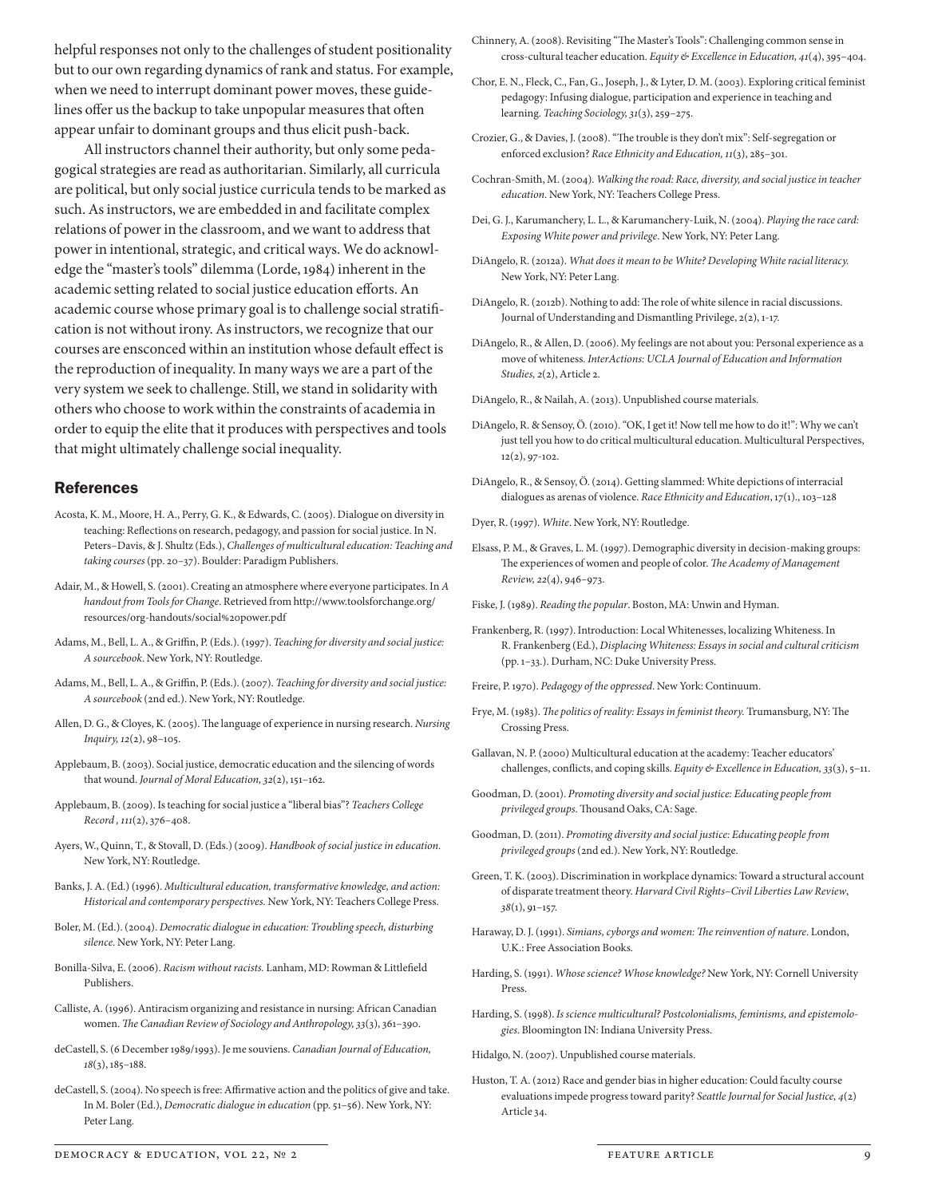helpful responses not only to the challenges of student positionality but to our own regarding dynamics of rank and status. For example, when we need to interrupt dominant power moves, these guidelines offer us the backup to take unpopular measures that often appear unfair to dominant groups and thus elicit push-back.

All instructors channel their authority, but only some pedagogical strategies are read as authoritarian. Similarly, all curricula are political, but only social justice curricula tends to be marked as such. As instructors, we are embedded in and facilitate complex relations of power in the classroom, and we want to address that power in intentional, strategic, and critical ways. We do acknowledge the "master's tools" dilemma (Lorde, 1984) inherent in the academic setting related to social justice education efforts. An academic course whose primary goal is to challenge social stratification is not without irony. As instructors, we recognize that our courses are ensconced within an institution whose default effect is the reproduction of inequality. In many ways we are a part of the very system we seek to challenge. Still, we stand in solidarity with others who choose to work within the constraints of academia in order to equip the elite that it produces with perspectives and tools that might ultimately challenge social inequality.

## References

Acosta, K. M., Moore, H. A., Perry, G. K., & Edwards, C. (2005). Dialogue on diversity in teaching: Reflections on research, pedagogy, and passion for social justice. In N. Peters–Davis, & J. Shultz (Eds.), *Challenges of multicultural education: Teaching and taking courses* (pp. 20–37). Boulder: Paradigm Publishers.

Adair, M., & Howell, S. (2001). Creating an atmosphere where everyone participates. In *A handout from Tools for Change*. Retrieved from http://www.toolsforchange.org/resources/org-handouts/social%20power.pdf

Adams, M., Bell, L. A., & Griffin, P. (Eds.). (1997). *Teaching for diversity and social justice: A sourcebook*. New York, NY: Routledge.

Adams, M., Bell, L. A., & Griffin, P. (Eds.). (2007). *Teaching for diversity and social justice: A sourcebook* (2nd ed.). New York, NY: Routledge.

Allen, D. G., & Cloyes, K. (2005). The language of experience in nursing research. *Nursing Inquiry, 12*(2), 98–105.

Applebaum, B. (2003). Social justice, democratic education and the silencing of words that wound. *Journal of Moral Education, 32*(2), 151–162.

Applebaum, B. (2009). Is teaching for social justice a "liberal bias"? *Teachers College Record , 111*(2), 376–408.

Ayers, W., Quinn, T., & Stovall, D. (Eds.) (2009). *Handbook of social justice in education*. New York, NY: Routledge.

Banks, J. A. (Ed.) (1996). *Multicultural education, transformative knowledge, and action: Historical and contemporary perspectives*. New York, NY: Teachers College Press.

Boler, M. (Ed.). (2004). *Democratic dialogue in education: Troubling speech, disturbing silence*. New York, NY: Peter Lang.

Bonilla-Silva, E. (2006). *Racism without racists.* Lanham, MD: Rowman & Littlefield Publishers.

Calliste, A. (1996). Antiracism organizing and resistance in nursing: African Canadian women. *The Canadian Review of Sociology and Anthropology, 33*(3), 361–390.

deCastell, S. (6 December 1989/1993). Je me souviens. *Canadian Journal of Education, 18*(3), 185–188.

deCastell, S. (2004). No speech is free: Affirmative action and the politics of give and take. In M. Boler (Ed.), *Democratic dialogue in education* (pp. 51–56). New York, NY: Peter Lang.

Chinnery, A. (2008). Revisiting "The Master's Tools": Challenging common sense in cross-cultural teacher education. *Equity & Excellence in Education, 41*(4), 395–404.

Chor, E. N., Fleck, C., Fan, G., Joseph, J., & Lyter, D. M. (2003). Exploring critical feminist pedagogy: Infusing dialogue, participation and experience in teaching and learning. *Teaching Sociology, 31*(3), 259–275.

Crozier, G., & Davies, J. (2008). "The trouble is they don't mix": Self-segregation or enforced exclusion? *Race Ethnicity and Education, 11*(3), 285–301.

Cochran-Smith, M. (2004). *Walking the road: Race, diversity, and social justice in teacher education*. New York, NY: Teachers College Press.

Dei, G. J., Karumanchery, L. L., & Karumanchery-Luik, N. (2004). *Playing the race card: Exposing White power and privilege*. New York, NY: Peter Lang.

DiAngelo, R. (2012a). *What does it mean to be White? Developing White racial literacy.* New York, NY: Peter Lang.

DiAngelo, R. (2012b). Nothing to add: The role of white silence in racial discussions. Journal of Understanding and Dismantling Privilege, 2(2), 1-17.

DiAngelo, R., & Allen, D. (2006). My feelings are not about you: Personal experience as a move of whiteness. *InterActions: UCLA Journal of Education and Information Studies, 2*(2), Article 2.

DiAngelo, R., & Nailah, A. (2013). Unpublished course materials.

DiAngelo, R. & Sensoy, Ö. (2010). "OK, I get it! Now tell me how to do it!": Why we can't just tell you how to do critical multicultural education. Multicultural Perspectives, 12(2), 97-102.

DiAngelo, R., & Sensoy, Ö. (2014). Getting slammed: White depictions of interracial dialogues as arenas of violence. *Race Ethnicity and Education*, 17(1)., 103–128

Dyer, R. (1997). *White*. New York, NY: Routledge.

Elsass, P. M., & Graves, L. M. (1997). Demographic diversity in decision-making groups: The experiences of women and people of color. *The Academy of Management Review, 22*(4), 946–973.

Fiske, J. (1989). *Reading the popular*. Boston, MA: Unwin and Hyman.

Frankenberg, R. (1997). Introduction: Local Whitenesses, localizing Whiteness. In R. Frankenberg (Ed.), *Displacing Whiteness: Essays in social and cultural criticism* (pp. 1–33.). Durham, NC: Duke University Press.

Freire, P. 1970). *Pedagogy of the oppressed*. New York: Continuum.

Frye, M. (1983). *The politics of reality: Essays in feminist theory.* Trumansburg, NY: The Crossing Press.

Gallavan, N. P. (2000) Multicultural education at the academy: Teacher educators' challenges, conflicts, and coping skills. *Equity & Excellence in Education, 33*(3), 5–11.

Goodman, D. (2001). *Promoting diversity and social justice: Educating people from privileged groups*. Thousand Oaks, CA: Sage.

Goodman, D. (2011). *Promoting diversity and social justice: Educating people from privileged groups* (2nd ed.). New York, NY: Routledge.

Green, T. K. (2003). Discrimination in workplace dynamics: Toward a structural account of disparate treatment theory. *Harvard Civil Rights–Civil Liberties Law Review*, *38*(1), 91–157.

Haraway, D. J. (1991). *Simians, cyborgs and women: The reinvention of nature*. London, U.K.: Free Association Books.

Harding, S. (1991). *Whose science? Whose knowledge?* New York, NY: Cornell University Press.

Harding, S. (1998). *Is science multicultural? Postcolonialisms, feminisms, and epistemologies*. Bloomington IN: Indiana University Press.

Hidalgo, N. (2007). Unpublished course materials.

Huston, T. A. (2012) Race and gender bias in higher education: Could faculty course evaluations impede progress toward parity? *Seattle Journal for Social Justice, 4*(2) Article 34.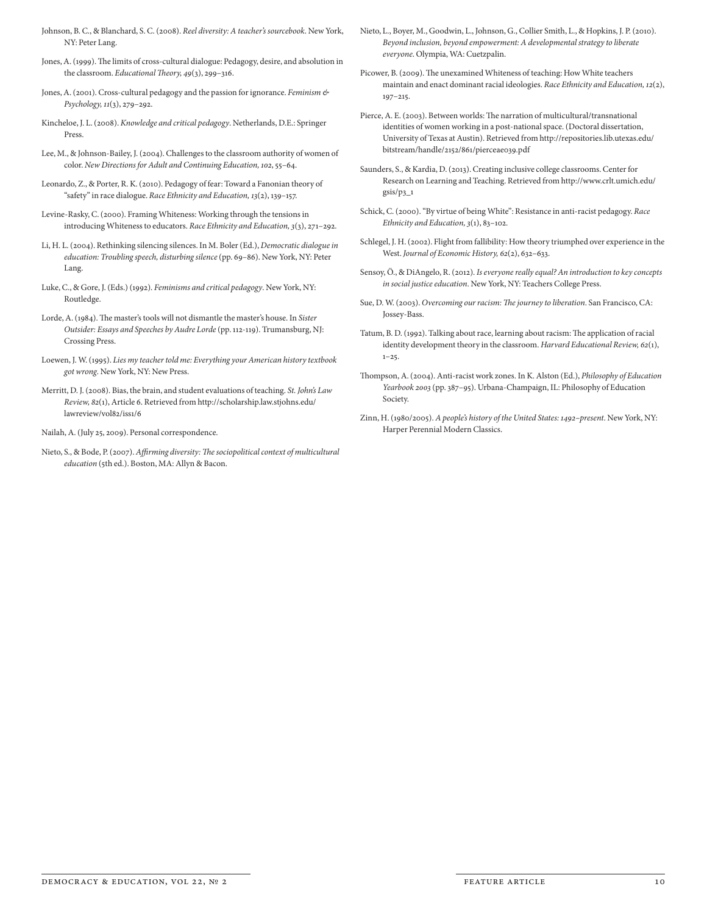Johnson, B. C., & Blanchard, S. C. (2008). *Reel diversity: A teacher's sourcebook*. New York, NY: Peter Lang.

Jones, A. (1999). The limits of cross-cultural dialogue: Pedagogy, desire, and absolution in the classroom. *Educational Theory, 49*(3), 299–316.

Jones, A. (2001). Cross-cultural pedagogy and the passion for ignorance. *Feminism & Psychology, 11*(3), 279–292.

Kincheloe, J. L. (2008). *Knowledge and critical pedagogy*. Netherlands, D.E.: Springer Press.

Lee, M., & Johnson-Bailey, J. (2004). Challenges to the classroom authority of women of color. *New Directions for Adult and Continuing Education, 102*, 55–64.

Leonardo, Z., & Porter, R. K. (2010). Pedagogy of fear: Toward a Fanonian theory of "safety" in race dialogue. *Race Ethnicity and Education, 13*(2), 139–157.

Levine-Rasky, C. (2000). Framing Whiteness: Working through the tensions in introducing Whiteness to educators. *Race Ethnicity and Education, 3*(3), 271–292.

Li, H. L. (2004). Rethinking silencing silences. In M. Boler (Ed.), *Democratic dialogue in education: Troubling speech, disturbing silence* (pp. 69–86). New York, NY: Peter Lang.

Luke, C., & Gore, J. (Eds.) (1992). *Feminisms and critical pedagogy*. New York, NY: Routledge.

Lorde, A. (1984). The master's tools will not dismantle the master's house. In *Sister Outsider: Essays and Speeches by Audre Lorde* (pp. 112-119). Trumansburg, NJ: Crossing Press.

Loewen, J. W. (1995). *Lies my teacher told me: Everything your American history textbook got wrong*. New York, NY: New Press.

Merritt, D. J. (2008). Bias, the brain, and student evaluations of teaching. *St. John's Law Review, 82*(1), Article 6. Retrieved from http://scholarship.law.stjohns.edu/lawreview/vol82/iss1/6

Nailah, A. (July 25, 2009). Personal correspondence.

Nieto, S., & Bode, P. (2007). *Affirming diversity: The sociopolitical context of multicultural education* (5th ed.). Boston, MA: Allyn & Bacon.

Nieto, L., Boyer, M., Goodwin, L., Johnson, G., Collier Smith, L., & Hopkins, J. P. (2010). *Beyond inclusion, beyond empowerment: A developmental strategy to liberate everyone*. Olympia, WA: Cuetzpalin.

Picower, B. (2009). The unexamined Whiteness of teaching: How White teachers maintain and enact dominant racial ideologies. *Race Ethnicity and Education, 12*(2), 197–215.

Pierce, A. E. (2003). Between worlds: The narration of multicultural/transnational identities of women working in a post-national space. (Doctoral dissertation, University of Texas at Austin). Retrieved from http://repositories.lib.utexas.edu/bitstream/handle/2152/861/pierceae039.pdf

Saunders, S., & Kardia, D. (2013). Creating inclusive college classrooms. Center for Research on Learning and Teaching. Retrieved from http://www.crlt.umich.edu/gsis/p3_1

Schick, C. (2000). "By virtue of being White": Resistance in anti-racist pedagogy. *Race Ethnicity and Education, 3*(1), 83–102.

Schlegel, J. H. (2002). Flight from fallibility: How theory triumphed over experience in the West. *Journal of Economic History, 62*(2), 632–633.

Sensoy, Ö., & DiAngelo, R. (2012). *Is everyone really equal? An introduction to key concepts in social justice education*. New York, NY: Teachers College Press.

Sue, D. W. (2003). *Overcoming our racism: The journey to liberation*. San Francisco, CA: Jossey-Bass.

Tatum, B. D. (1992). Talking about race, learning about racism: The application of racial identity development theory in the classroom. *Harvard Educational Review, 62*(1), 1–25.

Thompson, A. (2004). Anti-racist work zones. In K. Alston (Ed.), *Philosophy of Education Yearbook 2003* (pp. 387–95). Urbana-Champaign, IL: Philosophy of Education Society.

Zinn, H. (1980/2005). *A people's history of the United States: 1492–present*. New York, NY: Harper Perennial Modern Classics.